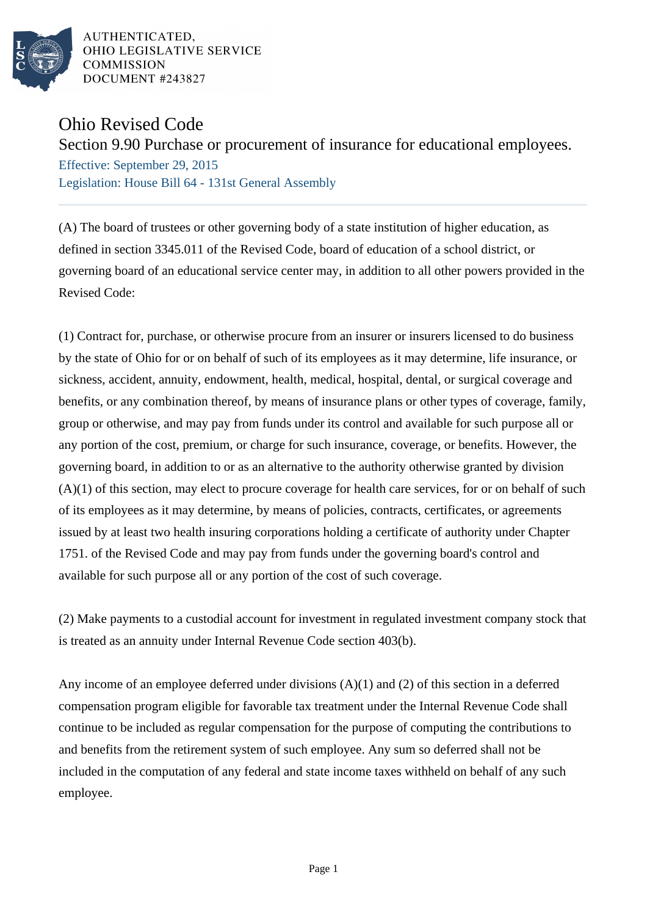AUTHENTICATED,
OHIO LEGISLATIVE SERVICE
COMMISSION
DOCUMENT #243827

# Ohio Revised Code

## Section 9.90 Purchase or procurement of insurance for educational employees.

Effective: September 29, 2015

Legislation: House Bill 64 - 131st General Assembly

---

(A) The board of trustees or other governing body of a state institution of higher education, as defined in section 3345.011 of the Revised Code, board of education of a school district, or governing board of an educational service center may, in addition to all other powers provided in the Revised Code:

(1) Contract for, purchase, or otherwise procure from an insurer or insurers licensed to do business by the state of Ohio for or on behalf of such of its employees as it may determine, life insurance, or sickness, accident, annuity, endowment, health, medical, hospital, dental, or surgical coverage and benefits, or any combination thereof, by means of insurance plans or other types of coverage, family, group or otherwise, and may pay from funds under its control and available for such purpose all or any portion of the cost, premium, or charge for such insurance, coverage, or benefits. However, the governing board, in addition to or as an alternative to the authority otherwise granted by division (A)(1) of this section, may elect to procure coverage for health care services, for or on behalf of such of its employees as it may determine, by means of policies, contracts, certificates, or agreements issued by at least two health insuring corporations holding a certificate of authority under Chapter 1751. of the Revised Code and may pay from funds under the governing board's control and available for such purpose all or any portion of the cost of such coverage.

(2) Make payments to a custodial account for investment in regulated investment company stock that is treated as an annuity under Internal Revenue Code section 403(b).

Any income of an employee deferred under divisions (A)(1) and (2) of this section in a deferred compensation program eligible for favorable tax treatment under the Internal Revenue Code shall continue to be included as regular compensation for the purpose of computing the contributions to and benefits from the retirement system of such employee. Any sum so deferred shall not be included in the computation of any federal and state income taxes withheld on behalf of any such employee.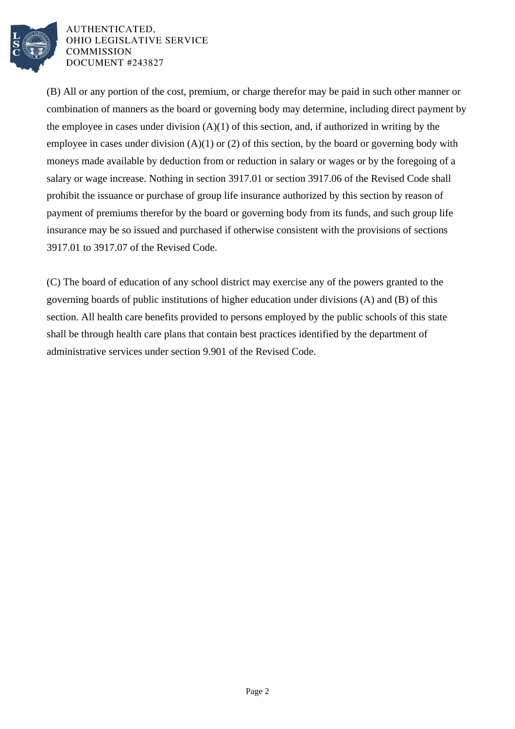(B) All or any portion of the cost, premium, or charge therefor may be paid in such other manner or combination of manners as the board or governing body may determine, including direct payment by the employee in cases under division (A)(1) of this section, and, if authorized in writing by the employee in cases under division (A)(1) or (2) of this section, by the board or governing body with moneys made available by deduction from or reduction in salary or wages or by the foregoing of a salary or wage increase. Nothing in section 3917.01 or section 3917.06 of the Revised Code shall prohibit the issuance or purchase of group life insurance authorized by this section by reason of payment of premiums therefor by the board or governing body from its funds, and such group life insurance may be so issued and purchased if otherwise consistent with the provisions of sections 3917.01 to 3917.07 of the Revised Code.

(C) The board of education of any school district may exercise any of the powers granted to the governing boards of public institutions of higher education under divisions (A) and (B) of this section. All health care benefits provided to persons employed by the public schools of this state shall be through health care plans that contain best practices identified by the department of administrative services under section 9.901 of the Revised Code.